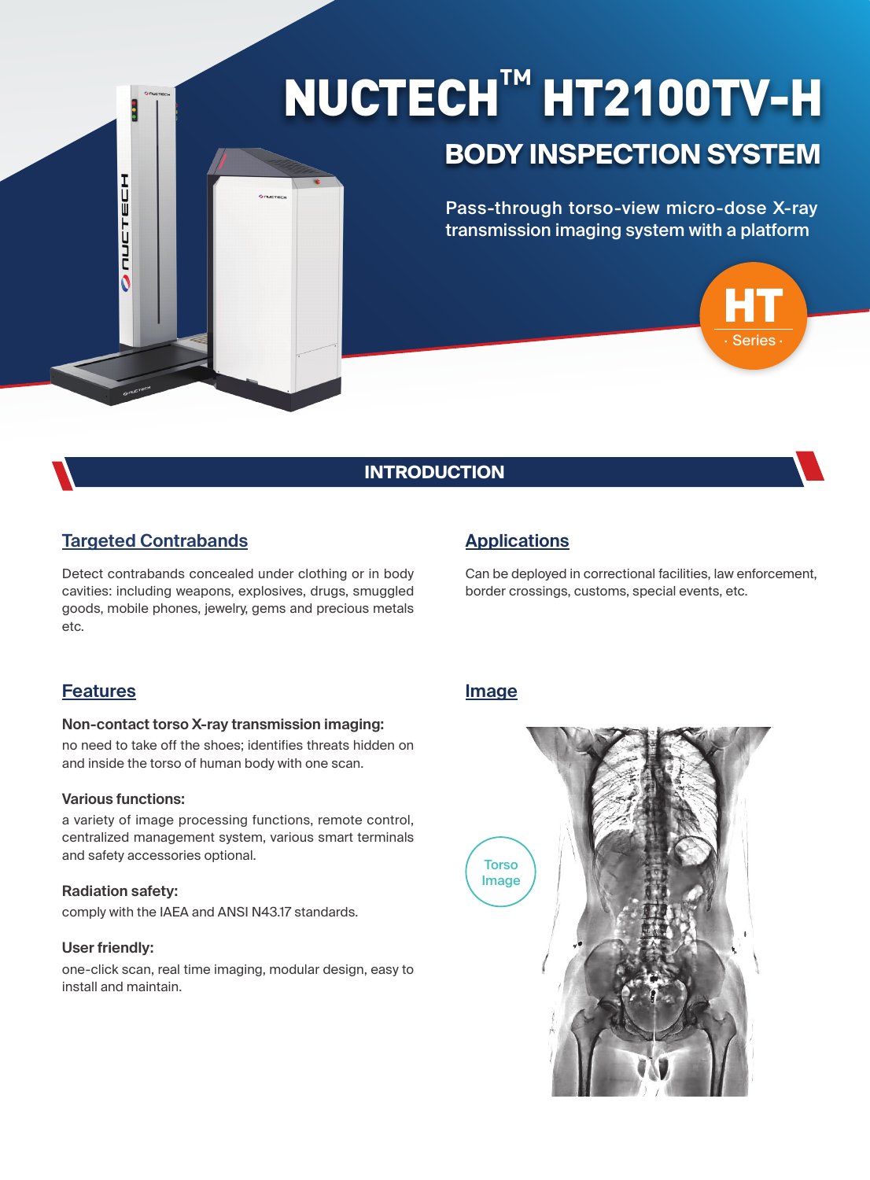# NUCTECH™ HT2100TV-H

## BODY INSPECTION SYSTEM

Pass-through torso-view micro-dose X-ray transmission imaging system with a platform

HT · Series ·

## INTRODUCTION

### Targeted Contrabands

Detect contrabands concealed under clothing or in body cavities: including weapons, explosives, drugs, smuggled goods, mobile phones, jewelry, gems and precious metals etc.

### Applications

Can be deployed in correctional facilities, law enforcement, border crossings, customs, special events, etc.

### Features

**Non-contact torso X-ray transmission imaging:**
no need to take off the shoes; identifies threats hidden on and inside the torso of human body with one scan.

**Various functions:**
a variety of image processing functions, remote control, centralized management system, various smart terminals and safety accessories optional.

**Radiation safety:**
comply with the IAEA and ANSI N43.17 standards.

**User friendly:**
one-click scan, real time imaging, modular design, easy to install and maintain.

### Image

Torso Image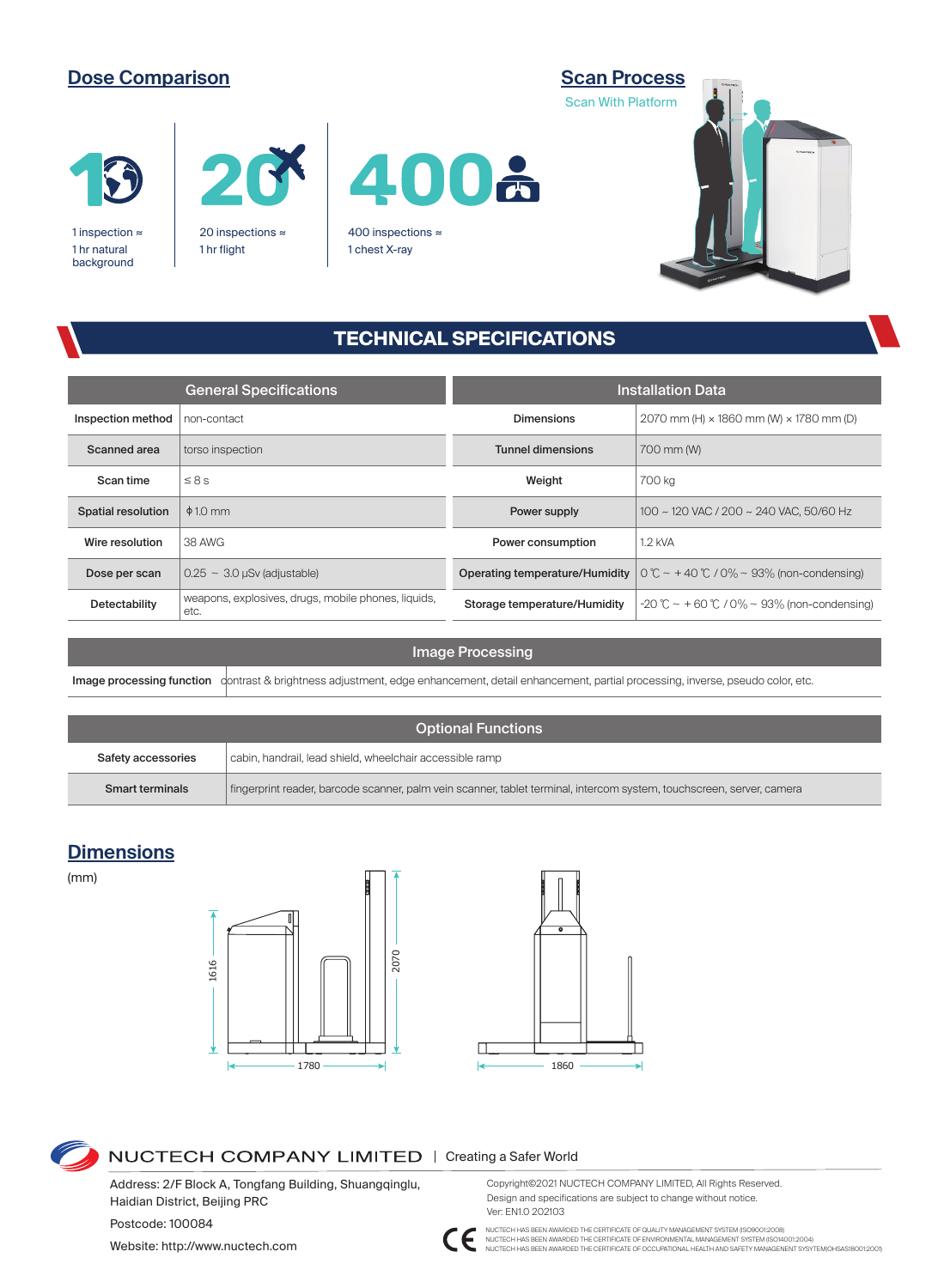## Dose Comparison

1 inspection ≈ 1 hr natural background

20 inspections ≈ 1 hr flight

400 inspections ≈ 1 chest X-ray

## Scan Process

Scan With Platform

# TECHNICAL SPECIFICATIONS

| General Specifications | |
|---|---|
| Inspection method | non-contact |
| Scanned area | torso inspection |
| Scan time | ≤ 8 s |
| Spatial resolution | ϕ 1.0 mm |
| Wire resolution | 38 AWG |
| Dose per scan | 0.25 ~ 3.0 μSv (adjustable) |
| Detectability | weapons, explosives, drugs, mobile phones, liquids, etc. |

| Installation Data | |
|---|---|
| Dimensions | 2070 mm (H) × 1860 mm (W) × 1780 mm (D) |
| Tunnel dimensions | 700 mm (W) |
| Weight | 700 kg |
| Power supply | 100 ~ 120 VAC / 200 ~ 240 VAC, 50/60 Hz |
| Power consumption | 1.2 kVA |
| Operating temperature/Humidity | 0 ℃ ~ + 40 ℃ / 0% ~ 93% (non-condensing) |
| Storage temperature/Humidity | -20 ℃ ~ + 60 ℃ / 0% ~ 93% (non-condensing) |

| Image Processing | |
|---|---|
| Image processing function | contrast & brightness adjustment, edge enhancement, detail enhancement, partial processing, inverse, pseudo color, etc. |

| Optional Functions | |
|---|---|
| Safety accessories | cabin, handrail, lead shield, wheelchair accessible ramp |
| Smart terminals | fingerprint reader, barcode scanner, palm vein scanner, tablet terminal, intercom system, touchscreen, server, camera |

## Dimensions

(mm)

1616

2070

1780

1860

NUCTECH COMPANY LIMITED | Creating a Safer World

Address: 2/F Block A, Tongfang Building, Shuangqinglu, Haidian District, Beijing PRC

Postcode: 100084

Website: http://www.nuctech.com

Copyright©2021 NUCTECH COMPANY LIMITED, All Rights Reserved.
Design and specifications are subject to change without notice.
Ver: EN1.0 202103

NUCTECH HAS BEEN AWARDED THE CERTIFICATE OF QUALITY MANAGEMENT SYSTEM (ISO9001:2008)
NUCTECH HAS BEEN AWARDED THE CERTIFICATE OF ENVIRONMENTAL MANAGEMENT SYSTEM (ISO14001:2004)
NUCTECH HAS BEEN AWARDED THE CERTIFICATE OF OCCUPATIONAL HEALTH AND SAFETY MANAGEMENT SYSTEM(OHSAS18001:2001)